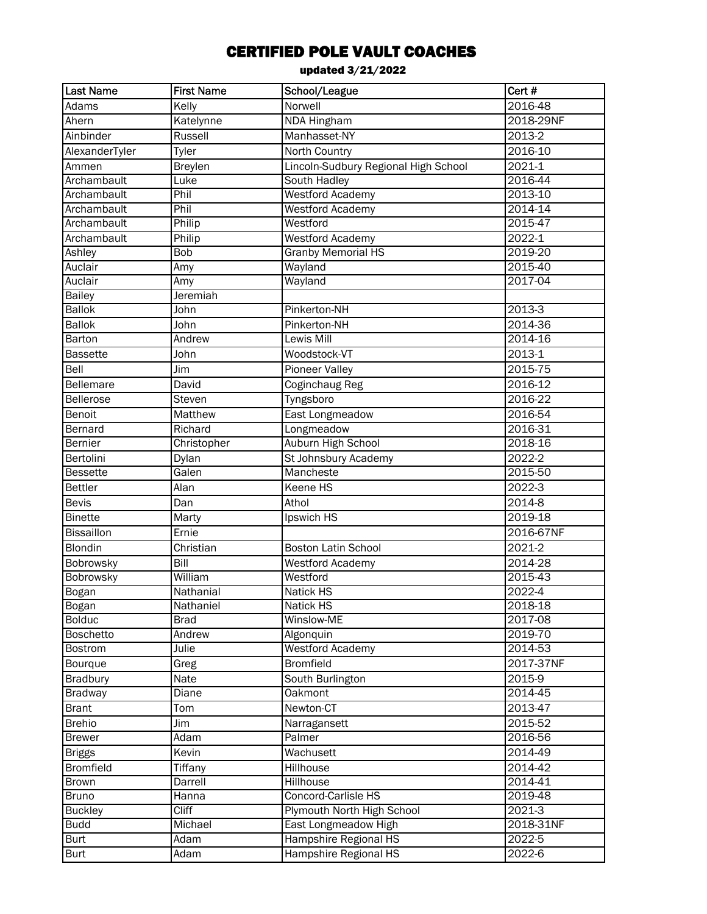# CERTIFIED POLE VAULT COACHES

updated 3/21/2022

| Last Name | First Name | School/League | Cert # |
|---|---|---|---|
| Adams | Kelly | Norwell | 2016-48 |
| Ahern | Katelynne | NDA Hingham | 2018-29NF |
| Ainbinder | Russell | Manhasset-NY | 2013-2 |
| AlexanderTyler | Tyler | North Country | 2016-10 |
| Ammen | Breylen | Lincoln-Sudbury Regional High School | 2021-1 |
| Archambault | Luke | South Hadley | 2016-44 |
| Archambault | Phil | Westford Academy | 2013-10 |
| Archambault | Phil | Westford Academy | 2014-14 |
| Archambault | Philip | Westford | 2015-47 |
| Archambault | Philip | Westford Academy | 2022-1 |
| Ashley | Bob | Granby Memorial HS | 2019-20 |
| Auclair | Amy | Wayland | 2015-40 |
| Auclair | Amy | Wayland | 2017-04 |
| Bailey | Jeremiah | | |
| Ballok | John | Pinkerton-NH | 2013-3 |
| Ballok | John | Pinkerton-NH | 2014-36 |
| Barton | Andrew | Lewis Mill | 2014-16 |
| Bassette | John | Woodstock-VT | 2013-1 |
| Bell | Jim | Pioneer Valley | 2015-75 |
| Bellemare | David | Coginchaug Reg | 2016-12 |
| Bellerose | Steven | Tyngsboro | 2016-22 |
| Benoit | Matthew | East Longmeadow | 2016-54 |
| Bernard | Richard | Longmeadow | 2016-31 |
| Bernier | Christopher | Auburn High School | 2018-16 |
| Bertolini | Dylan | St Johnsbury Academy | 2022-2 |
| Bessette | Galen | Mancheste | 2015-50 |
| Bettler | Alan | Keene HS | 2022-3 |
| Bevis | Dan | Athol | 2014-8 |
| Binette | Marty | Ipswich HS | 2019-18 |
| Bissaillon | Ernie | | 2016-67NF |
| Blondin | Christian | Boston Latin School | 2021-2 |
| Bobrowsky | Bill | Westford Academy | 2014-28 |
| Bobrowsky | William | Westford | 2015-43 |
| Bogan | Nathanial | Natick HS | 2022-4 |
| Bogan | Nathaniel | Natick HS | 2018-18 |
| Bolduc | Brad | Winslow-ME | 2017-08 |
| Boschetto | Andrew | Algonquin | 2019-70 |
| Bostrom | Julie | Westford Academy | 2014-53 |
| Bourque | Greg | Bromfield | 2017-37NF |
| Bradbury | Nate | South Burlington | 2015-9 |
| Bradway | Diane | Oakmont | 2014-45 |
| Brant | Tom | Newton-CT | 2013-47 |
| Brehio | Jim | Narragansett | 2015-52 |
| Brewer | Adam | Palmer | 2016-56 |
| Briggs | Kevin | Wachusett | 2014-49 |
| Bromfield | Tiffany | Hillhouse | 2014-42 |
| Brown | Darrell | Hillhouse | 2014-41 |
| Bruno | Hanna | Concord-Carlisle HS | 2019-48 |
| Buckley | Cliff | Plymouth North High School | 2021-3 |
| Budd | Michael | East Longmeadow High | 2018-31NF |
| Burt | Adam | Hampshire Regional HS | 2022-5 |
| Burt | Adam | Hampshire Regional HS | 2022-6 |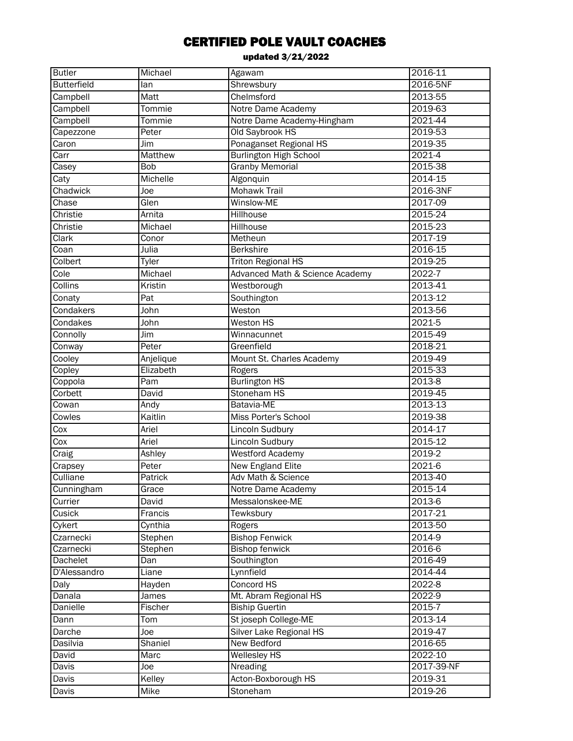# CERTIFIED POLE VAULT COACHES

updated 3/21/2022

| | | | |
|---|---|---|---|
| Butler | Michael | Agawam | 2016-11 |
| Butterfield | Ian | Shrewsbury | 2016-5NF |
| Campbell | Matt | Chelmsford | 2013-55 |
| Campbell | Tommie | Notre Dame Academy | 2019-63 |
| Campbell | Tommie | Notre Dame Academy-Hingham | 2021-44 |
| Capezzone | Peter | Old Saybrook HS | 2019-53 |
| Caron | Jim | Ponaganset Regional HS | 2019-35 |
| Carr | Matthew | Burlington High School | 2021-4 |
| Casey | Bob | Granby Memorial | 2015-38 |
| Caty | Michelle | Algonquin | 2014-15 |
| Chadwick | Joe | Mohawk Trail | 2016-3NF |
| Chase | Glen | Winslow-ME | 2017-09 |
| Christie | Arnita | Hillhouse | 2015-24 |
| Christie | Michael | Hillhouse | 2015-23 |
| Clark | Conor | Metheun | 2017-19 |
| Coan | Julia | Berkshire | 2016-15 |
| Colbert | Tyler | Triton Regional HS | 2019-25 |
| Cole | Michael | Advanced Math & Science Academy | 2022-7 |
| Collins | Kristin | Westborough | 2013-41 |
| Conaty | Pat | Southington | 2013-12 |
| Condakers | John | Weston | 2013-56 |
| Condakes | John | Weston HS | 2021-5 |
| Connolly | Jim | Winnacunnet | 2015-49 |
| Conway | Peter | Greenfield | 2018-21 |
| Cooley | Anjelique | Mount St. Charles Academy | 2019-49 |
| Copley | Elizabeth | Rogers | 2015-33 |
| Coppola | Pam | Burlington HS | 2013-8 |
| Corbett | David | Stoneham HS | 2019-45 |
| Cowan | Andy | Batavia-ME | 2013-13 |
| Cowles | Kaitlin | Miss Porter's School | 2019-38 |
| Cox | Ariel | Lincoln Sudbury | 2014-17 |
| Cox | Ariel | Lincoln Sudbury | 2015-12 |
| Craig | Ashley | Westford Academy | 2019-2 |
| Crapsey | Peter | New England Elite | 2021-6 |
| Culliane | Patrick | Adv Math & Science | 2013-40 |
| Cunningham | Grace | Notre Dame Academy | 2015-14 |
| Currier | David | Messalonskee-ME | 2013-6 |
| Cusick | Francis | Tewksbury | 2017-21 |
| Cykert | Cynthia | Rogers | 2013-50 |
| Czarnecki | Stephen | Bishop Fenwick | 2014-9 |
| Czarnecki | Stephen | Bishop fenwick | 2016-6 |
| Dachelet | Dan | Southington | 2016-49 |
| D'Alessandro | Liane | Lynnfield | 2014-44 |
| Daly | Hayden | Concord HS | 2022-8 |
| Danala | James | Mt. Abram Regional HS | 2022-9 |
| Danielle | Fischer | Biship Guertin | 2015-7 |
| Dann | Tom | St joseph College-ME | 2013-14 |
| Darche | Joe | Silver Lake Regional HS | 2019-47 |
| Dasilvia | Shaniel | New Bedford | 2016-65 |
| David | Marc | Wellesley HS | 2022-10 |
| Davis | Joe | Nreading | 2017-39-NF |
| Davis | Kelley | Acton-Boxborough HS | 2019-31 |
| Davis | Mike | Stoneham | 2019-26 |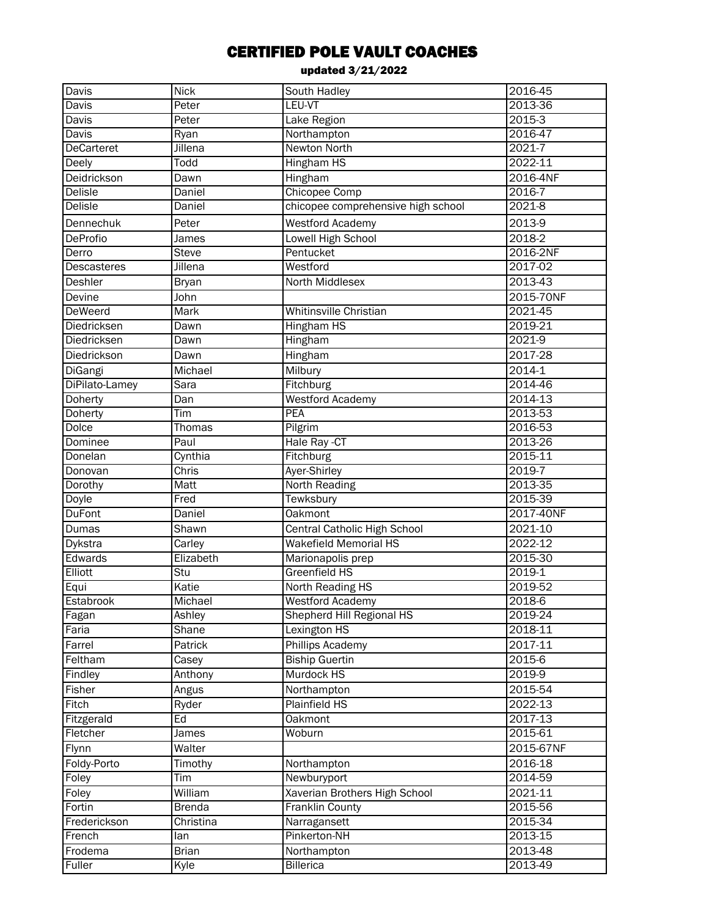# CERTIFIED POLE VAULT COACHES

updated 3/21/2022

| | | | |
|---|---|---|---|
| Davis | Nick | South Hadley | 2016-45 |
| Davis | Peter | LEU-VT | 2013-36 |
| Davis | Peter | Lake Region | 2015-3 |
| Davis | Ryan | Northampton | 2016-47 |
| DeCarteret | Jillena | Newton North | 2021-7 |
| Deely | Todd | Hingham HS | 2022-11 |
| Deidrickson | Dawn | Hingham | 2016-4NF |
| Delisle | Daniel | Chicopee Comp | 2016-7 |
| Delisle | Daniel | chicopee comprehensive high school | 2021-8 |
| Dennechuk | Peter | Westford Academy | 2013-9 |
| DeProfio | James | Lowell High School | 2018-2 |
| Derro | Steve | Pentucket | 2016-2NF |
| Descasteres | Jillena | Westford | 2017-02 |
| Deshler | Bryan | North Middlesex | 2013-43 |
| Devine | John | | 2015-70NF |
| DeWeerd | Mark | Whitinsville Christian | 2021-45 |
| Diedricksen | Dawn | Hingham HS | 2019-21 |
| Diedricksen | Dawn | Hingham | 2021-9 |
| Diedrickson | Dawn | Hingham | 2017-28 |
| DiGangi | Michael | Milbury | 2014-1 |
| DiPilato-Lamey | Sara | Fitchburg | 2014-46 |
| Doherty | Dan | Westford Academy | 2014-13 |
| Doherty | Tim | PEA | 2013-53 |
| Dolce | Thomas | Pilgrim | 2016-53 |
| Dominee | Paul | Hale Ray -CT | 2013-26 |
| Donelan | Cynthia | Fitchburg | 2015-11 |
| Donovan | Chris | Ayer-Shirley | 2019-7 |
| Dorothy | Matt | North Reading | 2013-35 |
| Doyle | Fred | Tewksbury | 2015-39 |
| DuFont | Daniel | Oakmont | 2017-40NF |
| Dumas | Shawn | Central Catholic High School | 2021-10 |
| Dykstra | Carley | Wakefield Memorial HS | 2022-12 |
| Edwards | Elizabeth | Marionapolis prep | 2015-30 |
| Elliott | Stu | Greenfield HS | 2019-1 |
| Equi | Katie | North Reading HS | 2019-52 |
| Estabrook | Michael | Westford Academy | 2018-6 |
| Fagan | Ashley | Shepherd Hill Regional HS | 2019-24 |
| Faria | Shane | Lexington HS | 2018-11 |
| Farrel | Patrick | Phillips Academy | 2017-11 |
| Feltham | Casey | Biship Guertin | 2015-6 |
| Findley | Anthony | Murdock HS | 2019-9 |
| Fisher | Angus | Northampton | 2015-54 |
| Fitch | Ryder | Plainfield HS | 2022-13 |
| Fitzgerald | Ed | Oakmont | 2017-13 |
| Fletcher | James | Woburn | 2015-61 |
| Flynn | Walter | | 2015-67NF |
| Foldy-Porto | Timothy | Northampton | 2016-18 |
| Foley | Tim | Newburyport | 2014-59 |
| Foley | William | Xaverian Brothers High School | 2021-11 |
| Fortin | Brenda | Franklin County | 2015-56 |
| Frederickson | Christina | Narragansett | 2015-34 |
| French | Ian | Pinkerton-NH | 2013-15 |
| Frodema | Brian | Northampton | 2013-48 |
| Fuller | Kyle | Billerica | 2013-49 |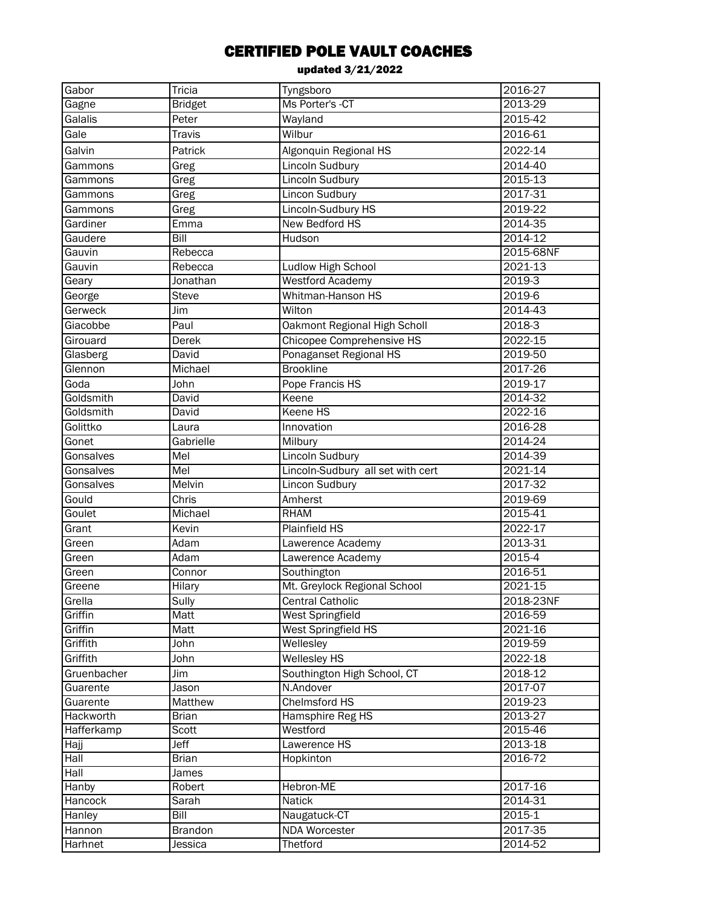# CERTIFIED POLE VAULT COACHES

**updated 3/21/2022**

| | | | |
|---|---|---|---|
| Gabor | Tricia | Tyngsboro | 2016-27 |
| Gagne | Bridget | Ms Porter's -CT | 2013-29 |
| Galalis | Peter | Wayland | 2015-42 |
| Gale | Travis | Wilbur | 2016-61 |
| Galvin | Patrick | Algonquin Regional HS | 2022-14 |
| Gammons | Greg | Lincoln Sudbury | 2014-40 |
| Gammons | Greg | Lincoln Sudbury | 2015-13 |
| Gammons | Greg | Lincon Sudbury | 2017-31 |
| Gammons | Greg | Lincoln-Sudbury HS | 2019-22 |
| Gardiner | Emma | New Bedford HS | 2014-35 |
| Gaudere | Bill | Hudson | 2014-12 |
| Gauvin | Rebecca | | 2015-68NF |
| Gauvin | Rebecca | Ludlow High School | 2021-13 |
| Geary | Jonathan | Westford Academy | 2019-3 |
| George | Steve | Whitman-Hanson HS | 2019-6 |
| Gerweck | Jim | Wilton | 2014-43 |
| Giacobbe | Paul | Oakmont Regional High Scholl | 2018-3 |
| Girouard | Derek | Chicopee Comprehensive HS | 2022-15 |
| Glasberg | David | Ponaganset Regional HS | 2019-50 |
| Glennon | Michael | Brookline | 2017-26 |
| Goda | John | Pope Francis HS | 2019-17 |
| Goldsmith | David | Keene | 2014-32 |
| Goldsmith | David | Keene HS | 2022-16 |
| Golittko | Laura | Innovation | 2016-28 |
| Gonet | Gabrielle | Milbury | 2014-24 |
| Gonsalves | Mel | Lincoln Sudbury | 2014-39 |
| Gonsalves | Mel | Lincoln-Sudbury all set with cert | 2021-14 |
| Gonsalves | Melvin | Lincon Sudbury | 2017-32 |
| Gould | Chris | Amherst | 2019-69 |
| Goulet | Michael | RHAM | 2015-41 |
| Grant | Kevin | Plainfield HS | 2022-17 |
| Green | Adam | Lawerence Academy | 2013-31 |
| Green | Adam | Lawerence Academy | 2015-4 |
| Green | Connor | Southington | 2016-51 |
| Greene | Hilary | Mt. Greylock Regional School | 2021-15 |
| Grella | Sully | Central Catholic | 2018-23NF |
| Griffin | Matt | West Springfield | 2016-59 |
| Griffin | Matt | West Springfield HS | 2021-16 |
| Griffith | John | Wellesley | 2019-59 |
| Griffith | John | Wellesley HS | 2022-18 |
| Gruenbacher | Jim | Southington High School, CT | 2018-12 |
| Guarente | Jason | N.Andover | 2017-07 |
| Guarente | Matthew | Chelmsford HS | 2019-23 |
| Hackworth | Brian | Hamsphire Reg HS | 2013-27 |
| Hafferkamp | Scott | Westford | 2015-46 |
| Hajj | Jeff | Lawrence HS | 2013-18 |
| Hall | Brian | Hopkinton | 2016-72 |
| Hall | James | | |
| Hanby | Robert | Hebron-ME | 2017-16 |
| Hancock | Sarah | Natick | 2014-31 |
| Hanley | Bill | Naugatuck-CT | 2015-1 |
| Hannon | Brandon | NDA Worcester | 2017-35 |
| Harhnet | Jessica | Thetford | 2014-52 |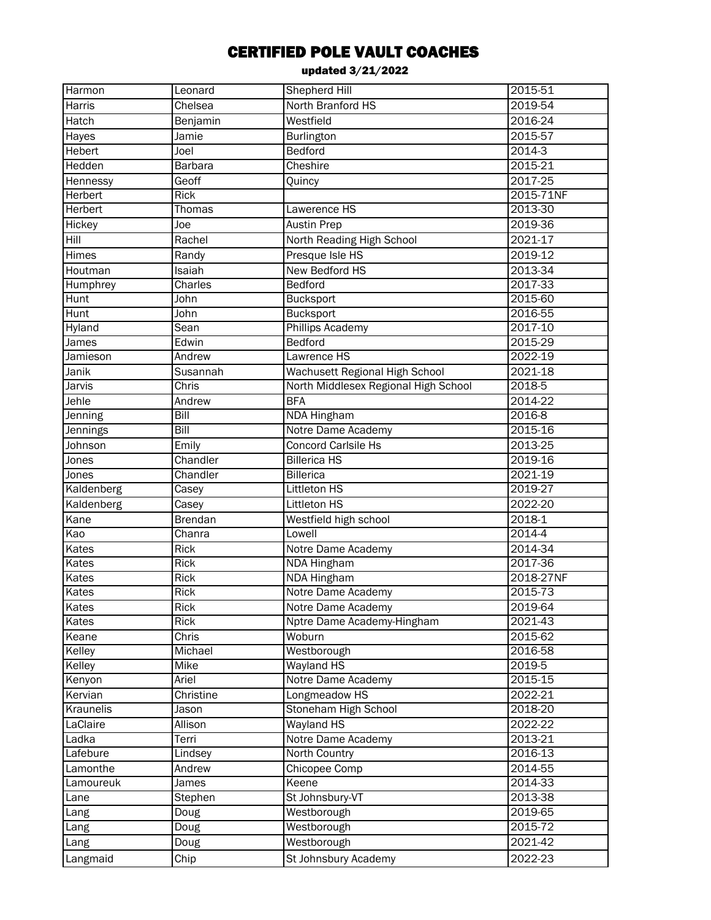# CERTIFIED POLE VAULT COACHES

updated 3/21/2022

| | | | |
|---|---|---|---|
| Harmon | Leonard | Shepherd Hill | 2015-51 |
| Harris | Chelsea | North Branford HS | 2019-54 |
| Hatch | Benjamin | Westfield | 2016-24 |
| Hayes | Jamie | Burlington | 2015-57 |
| Hebert | Joel | Bedford | 2014-3 |
| Hedden | Barbara | Cheshire | 2015-21 |
| Hennessy | Geoff | Quincy | 2017-25 |
| Herbert | Rick | | 2015-71NF |
| Herbert | Thomas | Lawerence HS | 2013-30 |
| Hickey | Joe | Austin Prep | 2019-36 |
| Hill | Rachel | North Reading High School | 2021-17 |
| Himes | Randy | Presque Isle HS | 2019-12 |
| Houtman | Isaiah | New Bedford HS | 2013-34 |
| Humphrey | Charles | Bedford | 2017-33 |
| Hunt | John | Bucksport | 2015-60 |
| Hunt | John | Bucksport | 2016-55 |
| Hyland | Sean | Phillips Academy | 2017-10 |
| James | Edwin | Bedford | 2015-29 |
| Jamieson | Andrew | Lawrence HS | 2022-19 |
| Janik | Susannah | Wachusett Regional High School | 2021-18 |
| Jarvis | Chris | North Middlesex Regional High School | 2018-5 |
| Jehle | Andrew | BFA | 2014-22 |
| Jenning | Bill | NDA Hingham | 2016-8 |
| Jennings | Bill | Notre Dame Academy | 2015-16 |
| Johnson | Emily | Concord Carlsile Hs | 2013-25 |
| Jones | Chandler | Billerica HS | 2019-16 |
| Jones | Chandler | Billerica | 2021-19 |
| Kaldenberg | Casey | Littleton HS | 2019-27 |
| Kaldenberg | Casey | Littleton HS | 2022-20 |
| Kane | Brendan | Westfield high school | 2018-1 |
| Kao | Chanra | Lowell | 2014-4 |
| Kates | Rick | Notre Dame Academy | 2014-34 |
| Kates | Rick | NDA Hingham | 2017-36 |
| Kates | Rick | NDA Hingham | 2018-27NF |
| Kates | Rick | Notre Dame Academy | 2015-73 |
| Kates | Rick | Notre Dame Academy | 2019-64 |
| Kates | Rick | Nptre Dame Academy-Hingham | 2021-43 |
| Keane | Chris | Woburn | 2015-62 |
| Kelley | Michael | Westborough | 2016-58 |
| Kelley | Mike | Wayland HS | 2019-5 |
| Kenyon | Ariel | Notre Dame Academy | 2015-15 |
| Kervian | Christine | Longmeadow HS | 2022-21 |
| Kraunelis | Jason | Stoneham High School | 2018-20 |
| LaClaire | Allison | Wayland HS | 2022-22 |
| Ladka | Terri | Notre Dame Academy | 2013-21 |
| Lafebure | Lindsey | North Country | 2016-13 |
| Lamonthe | Andrew | Chicopee Comp | 2014-55 |
| Lamoureuk | James | Keene | 2014-33 |
| Lane | Stephen | St Johnsbury-VT | 2013-38 |
| Lang | Doug | Westborough | 2019-65 |
| Lang | Doug | Westborough | 2015-72 |
| Lang | Doug | Westborough | 2021-42 |
| Langmaid | Chip | St Johnsbury Academy | 2022-23 |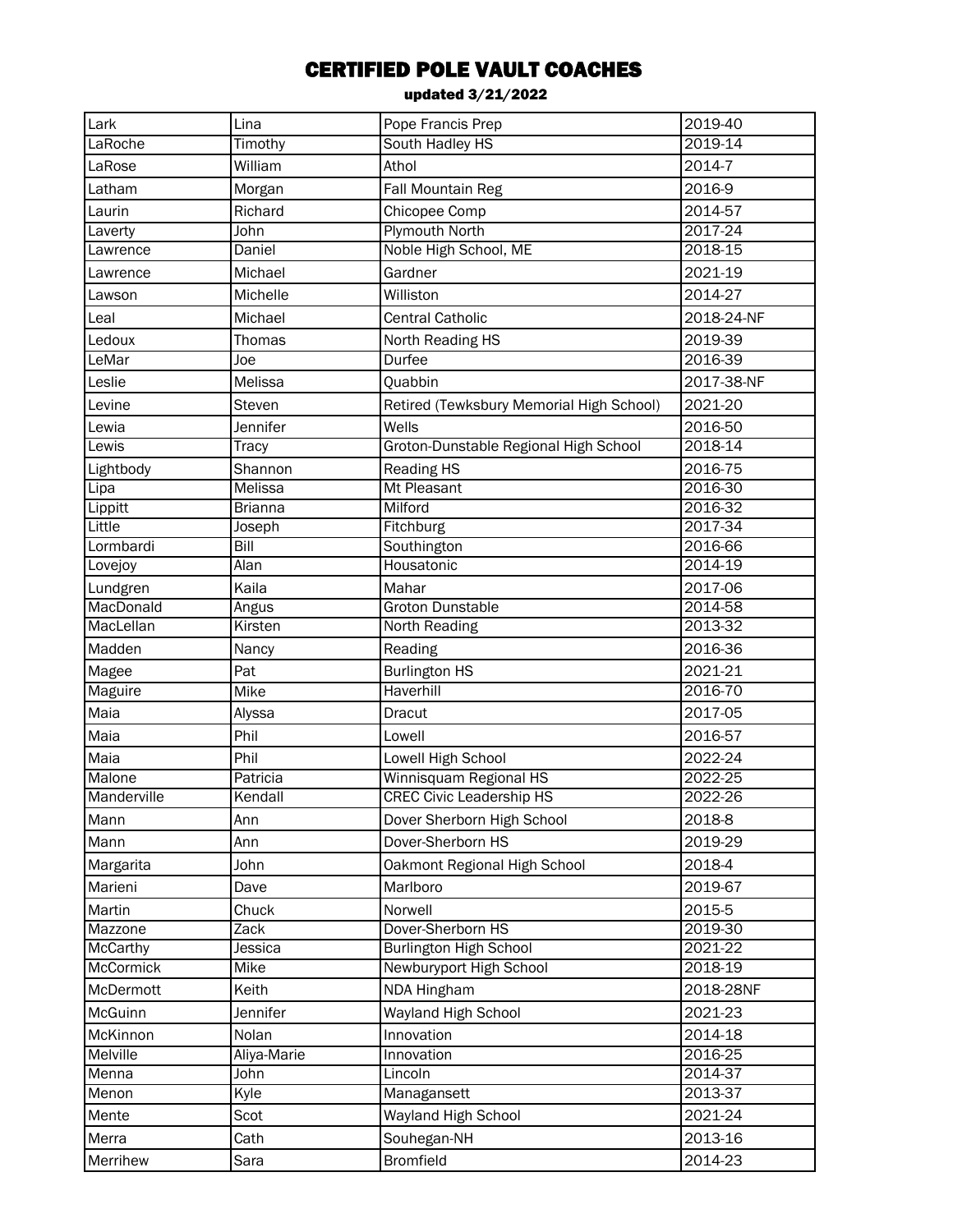# CERTIFIED POLE VAULT COACHES

updated 3/21/2022

| Lark | Lina | Pope Francis Prep | 2019-40 |
|---|---|---|---|
| LaRoche | Timothy | South Hadley HS | 2019-14 |
| LaRose | William | Athol | 2014-7 |
| Latham | Morgan | Fall Mountain Reg | 2016-9 |
| Laurin | Richard | Chicopee Comp | 2014-57 |
| Laverty | John | Plymouth North | 2017-24 |
| Lawrence | Daniel | Noble High School, ME | 2018-15 |
| Lawrence | Michael | Gardner | 2021-19 |
| Lawson | Michelle | Williston | 2014-27 |
| Leal | Michael | Central Catholic | 2018-24-NF |
| Ledoux | Thomas | North Reading HS | 2019-39 |
| LeMar | Joe | Durfee | 2016-39 |
| Leslie | Melissa | Quabbin | 2017-38-NF |
| Levine | Steven | Retired (Tewksbury Memorial High School) | 2021-20 |
| Lewia | Jennifer | Wells | 2016-50 |
| Lewis | Tracy | Groton-Dunstable Regional High School | 2018-14 |
| Lightbody | Shannon | Reading HS | 2016-75 |
| Lipa | Melissa | Mt Pleasant | 2016-30 |
| Lippitt | Brianna | Milford | 2016-32 |
| Little | Joseph | Fitchburg | 2017-34 |
| Lormbardi | Bill | Southington | 2016-66 |
| Lovejoy | Alan | Housatonic | 2014-19 |
| Lundgren | Kaila | Mahar | 2017-06 |
| MacDonald | Angus | Groton Dunstable | 2014-58 |
| MacLellan | Kirsten | North Reading | 2013-32 |
| Madden | Nancy | Reading | 2016-36 |
| Magee | Pat | Burlington HS | 2021-21 |
| Maguire | Mike | Haverhill | 2016-70 |
| Maia | Alyssa | Dracut | 2017-05 |
| Maia | Phil | Lowell | 2016-57 |
| Maia | Phil | Lowell High School | 2022-24 |
| Malone | Patricia | Winnisquam Regional HS | 2022-25 |
| Manderville | Kendall | CREC Civic Leadership HS | 2022-26 |
| Mann | Ann | Dover Sherborn High School | 2018-8 |
| Mann | Ann | Dover-Sherborn HS | 2019-29 |
| Margarita | John | Oakmont Regional High School | 2018-4 |
| Marieni | Dave | Marlboro | 2019-67 |
| Martin | Chuck | Norwell | 2015-5 |
| Mazzone | Zack | Dover-Sherborn HS | 2019-30 |
| McCarthy | Jessica | Burlington High School | 2021-22 |
| McCormick | Mike | Newburyport High School | 2018-19 |
| McDermott | Keith | NDA Hingham | 2018-28NF |
| McGuinn | Jennifer | Wayland High School | 2021-23 |
| McKinnon | Nolan | Innovation | 2014-18 |
| Melville | Aliya-Marie | Innovation | 2016-25 |
| Menna | John | Lincoln | 2014-37 |
| Menon | Kyle | Managansett | 2013-37 |
| Mente | Scot | Wayland High School | 2021-24 |
| Merra | Cath | Souhegan-NH | 2013-16 |
| Merrihew | Sara | Bromfield | 2014-23 |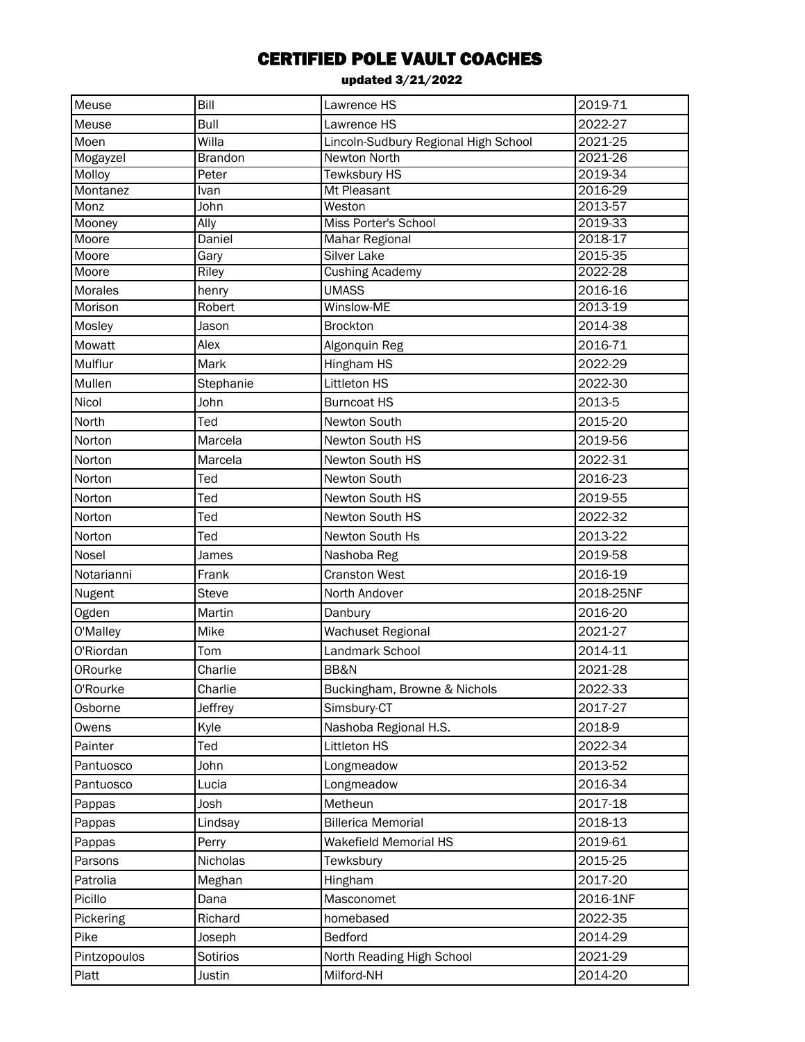# CERTIFIED POLE VAULT COACHES

updated 3/21/2022

| | | | |
|---|---|---|---|
| Meuse | Bill | Lawrence HS | 2019-71 |
| Meuse | Bull | Lawrence HS | 2022-27 |
| Moen | Willa | Lincoln-Sudbury Regional High School | 2021-25 |
| Mogayzel | Brandon | Newton North | 2021-26 |
| Molloy | Peter | Tewksbury HS | 2019-34 |
| Montanez | Ivan | Mt Pleasant | 2016-29 |
| Monz | John | Weston | 2013-57 |
| Mooney | Ally | Miss Porter's School | 2019-33 |
| Moore | Daniel | Mahar Regional | 2018-17 |
| Moore | Gary | Silver Lake | 2015-35 |
| Moore | Riley | Cushing Academy | 2022-28 |
| Morales | henry | UMASS | 2016-16 |
| Morison | Robert | Winslow-ME | 2013-19 |
| Mosley | Jason | Brockton | 2014-38 |
| Mowatt | Alex | Algonquin Reg | 2016-71 |
| Mulflur | Mark | Hingham HS | 2022-29 |
| Mullen | Stephanie | Littleton HS | 2022-30 |
| Nicol | John | Burncoat HS | 2013-5 |
| North | Ted | Newton South | 2015-20 |
| Norton | Marcela | Newton South HS | 2019-56 |
| Norton | Marcela | Newton South HS | 2022-31 |
| Norton | Ted | Newton South | 2016-23 |
| Norton | Ted | Newton South HS | 2019-55 |
| Norton | Ted | Newton South HS | 2022-32 |
| Norton | Ted | Newton South Hs | 2013-22 |
| Nosel | James | Nashoba Reg | 2019-58 |
| Notarianni | Frank | Cranston West | 2016-19 |
| Nugent | Steve | North Andover | 2018-25NF |
| Ogden | Martin | Danbury | 2016-20 |
| O'Malley | Mike | Wachuset Regional | 2021-27 |
| O'Riordan | Tom | Landmark School | 2014-11 |
| ORourke | Charlie | BB&N | 2021-28 |
| O'Rourke | Charlie | Buckingham, Browne & Nichols | 2022-33 |
| Osborne | Jeffrey | Simsbury-CT | 2017-27 |
| Owens | Kyle | Nashoba Regional H.S. | 2018-9 |
| Painter | Ted | Littleton HS | 2022-34 |
| Pantuosco | John | Longmeadow | 2013-52 |
| Pantuosco | Lucia | Longmeadow | 2016-34 |
| Pappas | Josh | Metheun | 2017-18 |
| Pappas | Lindsay | Billerica Memorial | 2018-13 |
| Pappas | Perry | Wakefield Memorial HS | 2019-61 |
| Parsons | Nicholas | Tewksbury | 2015-25 |
| Patrolia | Meghan | Hingham | 2017-20 |
| Picillo | Dana | Masconomet | 2016-1NF |
| Pickering | Richard | homebased | 2022-35 |
| Pike | Joseph | Bedford | 2014-29 |
| Pintzopoulos | Sotirios | North Reading High School | 2021-29 |
| Platt | Justin | Milford-NH | 2014-20 |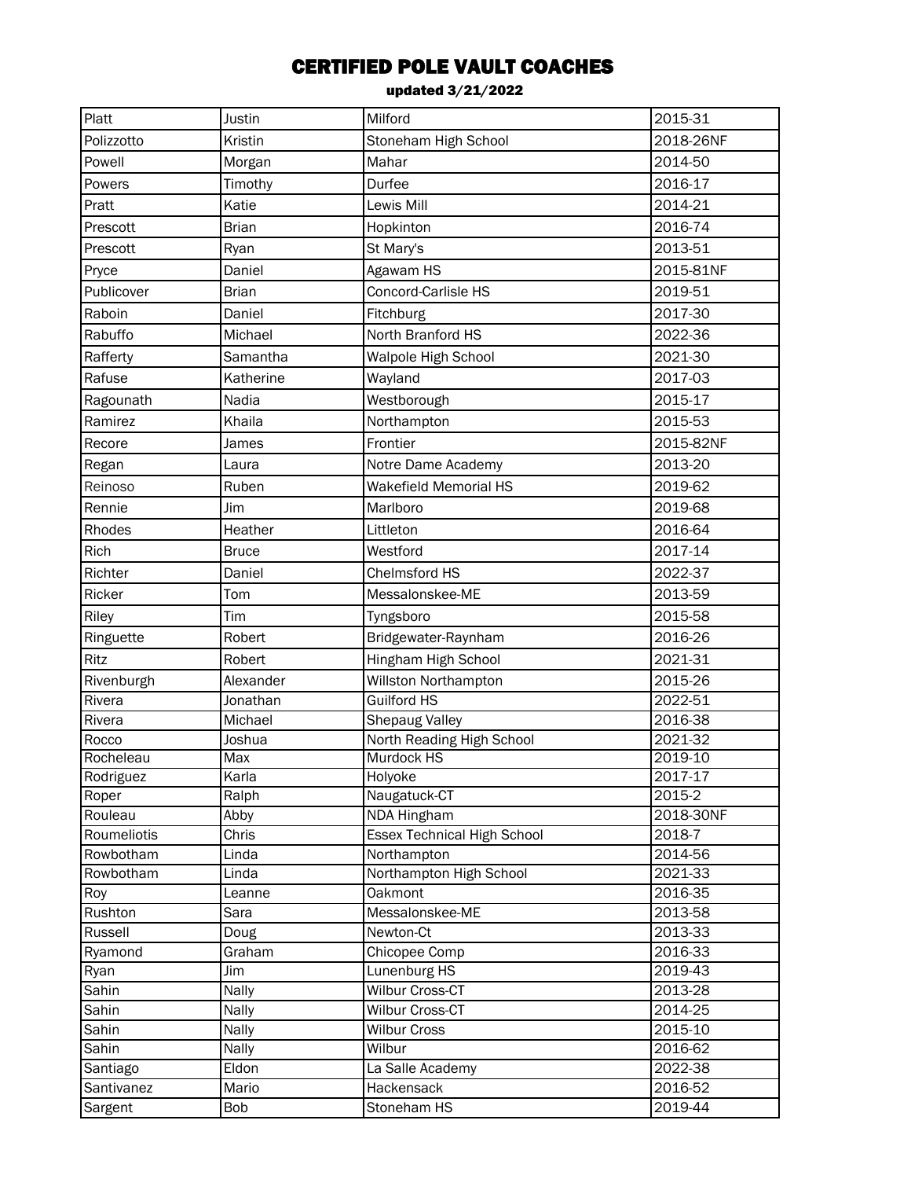# CERTIFIED POLE VAULT COACHES

updated 3/21/2022

| | | | |
|---|---|---|---|
| Platt | Justin | Milford | 2015-31 |
| Polizzotto | Kristin | Stoneham High School | 2018-26NF |
| Powell | Morgan | Mahar | 2014-50 |
| Powers | Timothy | Durfee | 2016-17 |
| Pratt | Katie | Lewis Mill | 2014-21 |
| Prescott | Brian | Hopkinton | 2016-74 |
| Prescott | Ryan | St Mary's | 2013-51 |
| Pryce | Daniel | Agawam HS | 2015-81NF |
| Publicover | Brian | Concord-Carlisle HS | 2019-51 |
| Raboin | Daniel | Fitchburg | 2017-30 |
| Rabuffo | Michael | North Branford HS | 2022-36 |
| Rafferty | Samantha | Walpole High School | 2021-30 |
| Rafuse | Katherine | Wayland | 2017-03 |
| Ragounath | Nadia | Westborough | 2015-17 |
| Ramirez | Khaila | Northampton | 2015-53 |
| Recore | James | Frontier | 2015-82NF |
| Regan | Laura | Notre Dame Academy | 2013-20 |
| Reinoso | Ruben | Wakefield Memorial HS | 2019-62 |
| Rennie | Jim | Marlboro | 2019-68 |
| Rhodes | Heather | Littleton | 2016-64 |
| Rich | Bruce | Westford | 2017-14 |
| Richter | Daniel | Chelmsford HS | 2022-37 |
| Ricker | Tom | Messalonskee-ME | 2013-59 |
| Riley | Tim | Tyngsboro | 2015-58 |
| Ringuette | Robert | Bridgewater-Raynham | 2016-26 |
| Ritz | Robert | Hingham High School | 2021-31 |
| Rivenburgh | Alexander | Willston Northampton | 2015-26 |
| Rivera | Jonathan | Guilford HS | 2022-51 |
| Rivera | Michael | Shepaug Valley | 2016-38 |
| Rocco | Joshua | North Reading High School | 2021-32 |
| Rocheleau | Max | Murdock HS | 2019-10 |
| Rodriguez | Karla | Holyoke | 2017-17 |
| Roper | Ralph | Naugatuck-CT | 2015-2 |
| Rouleau | Abby | NDA Hingham | 2018-30NF |
| Roumeliotis | Chris | Essex Technical High School | 2018-7 |
| Rowbotham | Linda | Northampton | 2014-56 |
| Rowbotham | Linda | Northampton High School | 2021-33 |
| Roy | Leanne | Oakmont | 2016-35 |
| Rushton | Sara | Messalonskee-ME | 2013-58 |
| Russell | Doug | Newton-Ct | 2013-33 |
| Ryamond | Graham | Chicopee Comp | 2016-33 |
| Ryan | Jim | Lunenburg HS | 2019-43 |
| Sahin | Nally | Wilbur Cross-CT | 2013-28 |
| Sahin | Nally | Wilbur Cross-CT | 2014-25 |
| Sahin | Nally | Wilbur Cross | 2015-10 |
| Sahin | Nally | Wilbur | 2016-62 |
| Santiago | Eldon | La Salle Academy | 2022-38 |
| Santivanez | Mario | Hackensack | 2016-52 |
| Sargent | Bob | Stoneham HS | 2019-44 |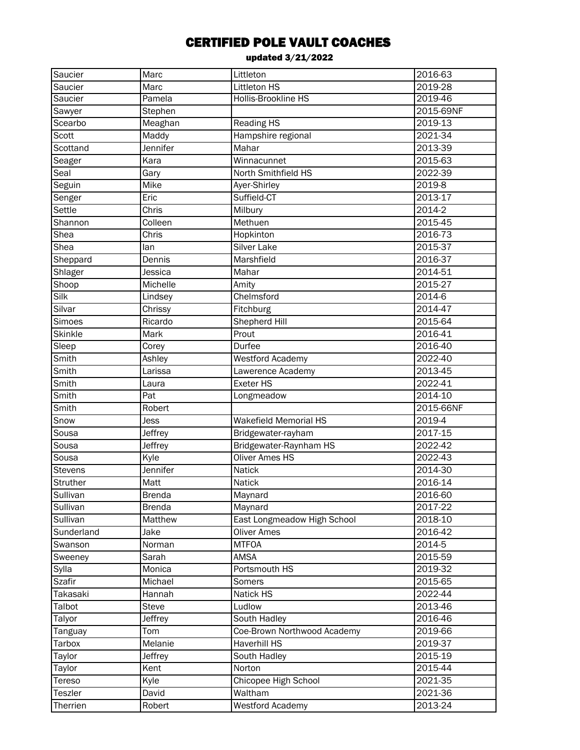# CERTIFIED POLE VAULT COACHES

updated 3/21/2022

| | | | |
|---|---|---|---|
| Saucier | Marc | Littleton | 2016-63 |
| Saucier | Marc | Littleton HS | 2019-28 |
| Saucier | Pamela | Hollis-Brookline HS | 2019-46 |
| Sawyer | Stephen | | 2015-69NF |
| Scearbo | Meaghan | Reading HS | 2019-13 |
| Scott | Maddy | Hampshire regional | 2021-34 |
| Scottand | Jennifer | Mahar | 2013-39 |
| Seager | Kara | Winnacunnet | 2015-63 |
| Seal | Gary | North Smithfield HS | 2022-39 |
| Seguin | Mike | Ayer-Shirley | 2019-8 |
| Senger | Eric | Suffield-CT | 2013-17 |
| Settle | Chris | Milbury | 2014-2 |
| Shannon | Colleen | Methuen | 2015-45 |
| Shea | Chris | Hopkinton | 2016-73 |
| Shea | Ian | Silver Lake | 2015-37 |
| Sheppard | Dennis | Marshfield | 2016-37 |
| Shlager | Jessica | Mahar | 2014-51 |
| Shoop | Michelle | Amity | 2015-27 |
| Silk | Lindsey | Chelmsford | 2014-6 |
| Silvar | Chrissy | Fitchburg | 2014-47 |
| Simoes | Ricardo | Shepherd Hill | 2015-64 |
| Skinkle | Mark | Prout | 2016-41 |
| Sleep | Corey | Durfee | 2016-40 |
| Smith | Ashley | Westford Academy | 2022-40 |
| Smith | Larissa | Lawerence Academy | 2013-45 |
| Smith | Laura | Exeter HS | 2022-41 |
| Smith | Pat | Longmeadow | 2014-10 |
| Smith | Robert | | 2015-66NF |
| Snow | Jess | Wakefield Memorial HS | 2019-4 |
| Sousa | Jeffrey | Bridgewater-rayham | 2017-15 |
| Sousa | Jeffrey | Bridgewater-Raynham HS | 2022-42 |
| Sousa | Kyle | Oliver Ames HS | 2022-43 |
| Stevens | Jennifer | Natick | 2014-30 |
| Struther | Matt | Natick | 2016-14 |
| Sullivan | Brenda | Maynard | 2016-60 |
| Sullivan | Brenda | Maynard | 2017-22 |
| Sullivan | Matthew | East Longmeadow High School | 2018-10 |
| Sunderland | Jake | Oliver Ames | 2016-42 |
| Swanson | Norman | MTFOA | 2014-5 |
| Sweeney | Sarah | AMSA | 2015-59 |
| Sylla | Monica | Portsmouth HS | 2019-32 |
| Szafir | Michael | Somers | 2015-65 |
| Takasaki | Hannah | Natick HS | 2022-44 |
| Talbot | Steve | Ludlow | 2013-46 |
| Talyor | Jeffrey | South Hadley | 2016-46 |
| Tanguay | Tom | Coe-Brown Northwood Academy | 2019-66 |
| Tarbox | Melanie | Haverhill HS | 2019-37 |
| Taylor | Jeffrey | South Hadley | 2015-19 |
| Taylor | Kent | Norton | 2015-44 |
| Tereso | Kyle | Chicopee High School | 2021-35 |
| Teszler | David | Waltham | 2021-36 |
| Therrien | Robert | Westford Academy | 2013-24 |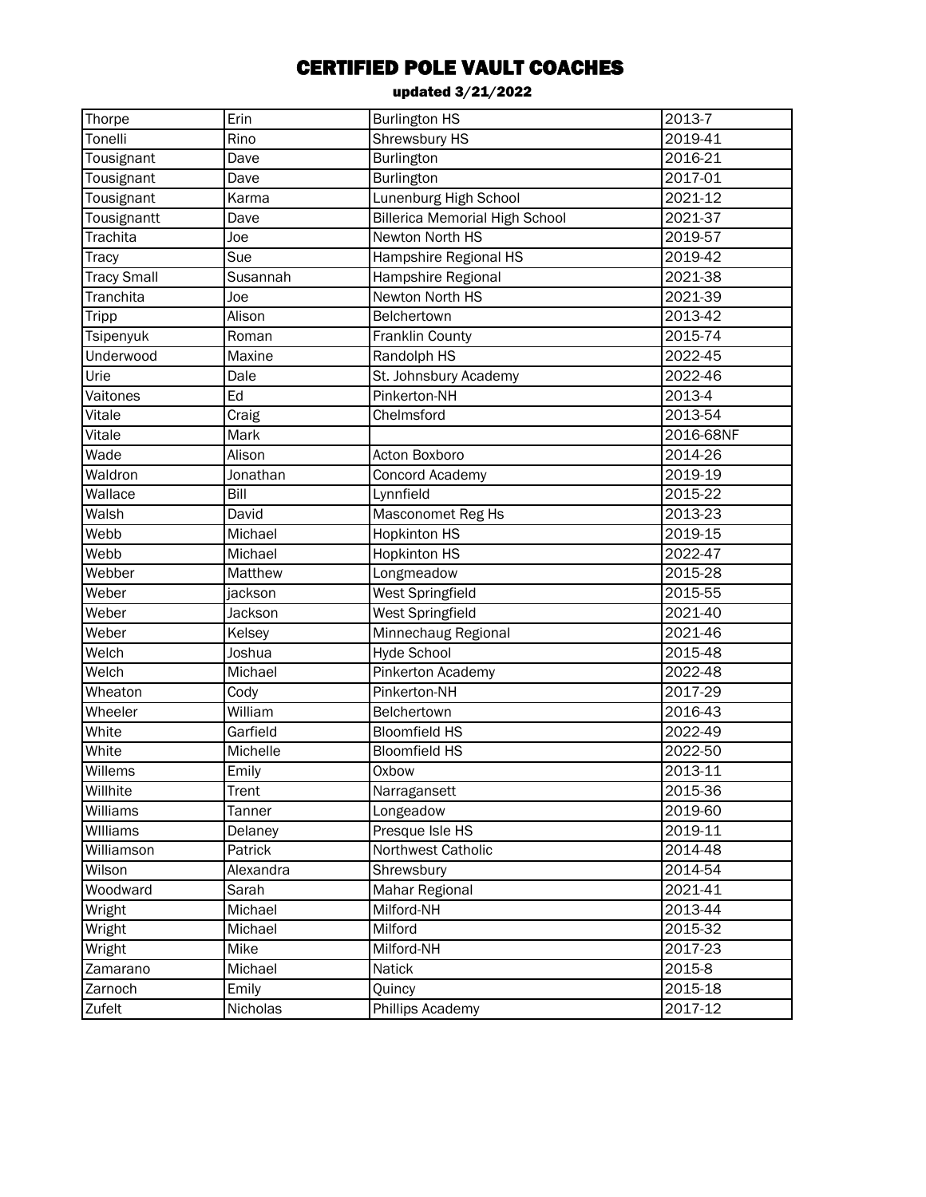# CERTIFIED POLE VAULT COACHES

updated 3/21/2022

| | | | |
|---|---|---|---|
| Thorpe | Erin | Burlington HS | 2013-7 |
| Tonelli | Rino | Shrewsbury HS | 2019-41 |
| Tousignant | Dave | Burlington | 2016-21 |
| Tousignant | Dave | Burlington | 2017-01 |
| Tousignant | Karma | Lunenburg High School | 2021-12 |
| Tousignantt | Dave | Billerica Memorial High School | 2021-37 |
| Trachita | Joe | Newton North HS | 2019-57 |
| Tracy | Sue | Hampshire Regional HS | 2019-42 |
| Tracy Small | Susannah | Hampshire Regional | 2021-38 |
| Tranchita | Joe | Newton North HS | 2021-39 |
| Tripp | Alison | Belchertown | 2013-42 |
| Tsipenyuk | Roman | Franklin County | 2015-74 |
| Underwood | Maxine | Randolph HS | 2022-45 |
| Urie | Dale | St. Johnsbury Academy | 2022-46 |
| Vaitones | Ed | Pinkerton-NH | 2013-4 |
| Vitale | Craig | Chelmsford | 2013-54 |
| Vitale | Mark | | 2016-68NF |
| Wade | Alison | Acton Boxboro | 2014-26 |
| Waldron | Jonathan | Concord Academy | 2019-19 |
| Wallace | Bill | Lynnfield | 2015-22 |
| Walsh | David | Masconomet Reg Hs | 2013-23 |
| Webb | Michael | Hopkinton HS | 2019-15 |
| Webb | Michael | Hopkinton HS | 2022-47 |
| Webber | Matthew | Longmeadow | 2015-28 |
| Weber | jackson | West Springfield | 2015-55 |
| Weber | Jackson | West Springfield | 2021-40 |
| Weber | Kelsey | Minnechaug Regional | 2021-46 |
| Welch | Joshua | Hyde School | 2015-48 |
| Welch | Michael | Pinkerton Academy | 2022-48 |
| Wheaton | Cody | Pinkerton-NH | 2017-29 |
| Wheeler | William | Belchertown | 2016-43 |
| White | Garfield | Bloomfield HS | 2022-49 |
| White | Michelle | Bloomfield HS | 2022-50 |
| Willems | Emily | Oxbow | 2013-11 |
| Willhite | Trent | Narragansett | 2015-36 |
| Williams | Tanner | Longeadow | 2019-60 |
| WIlliams | Delaney | Presque Isle HS | 2019-11 |
| Williamson | Patrick | Northwest Catholic | 2014-48 |
| Wilson | Alexandra | Shrewsbury | 2014-54 |
| Woodward | Sarah | Mahar Regional | 2021-41 |
| Wright | Michael | Milford-NH | 2013-44 |
| Wright | Michael | Milford | 2015-32 |
| Wright | Mike | Milford-NH | 2017-23 |
| Zamarano | Michael | Natick | 2015-8 |
| Zarnoch | Emily | Quincy | 2015-18 |
| Zufelt | Nicholas | Phillips Academy | 2017-12 |